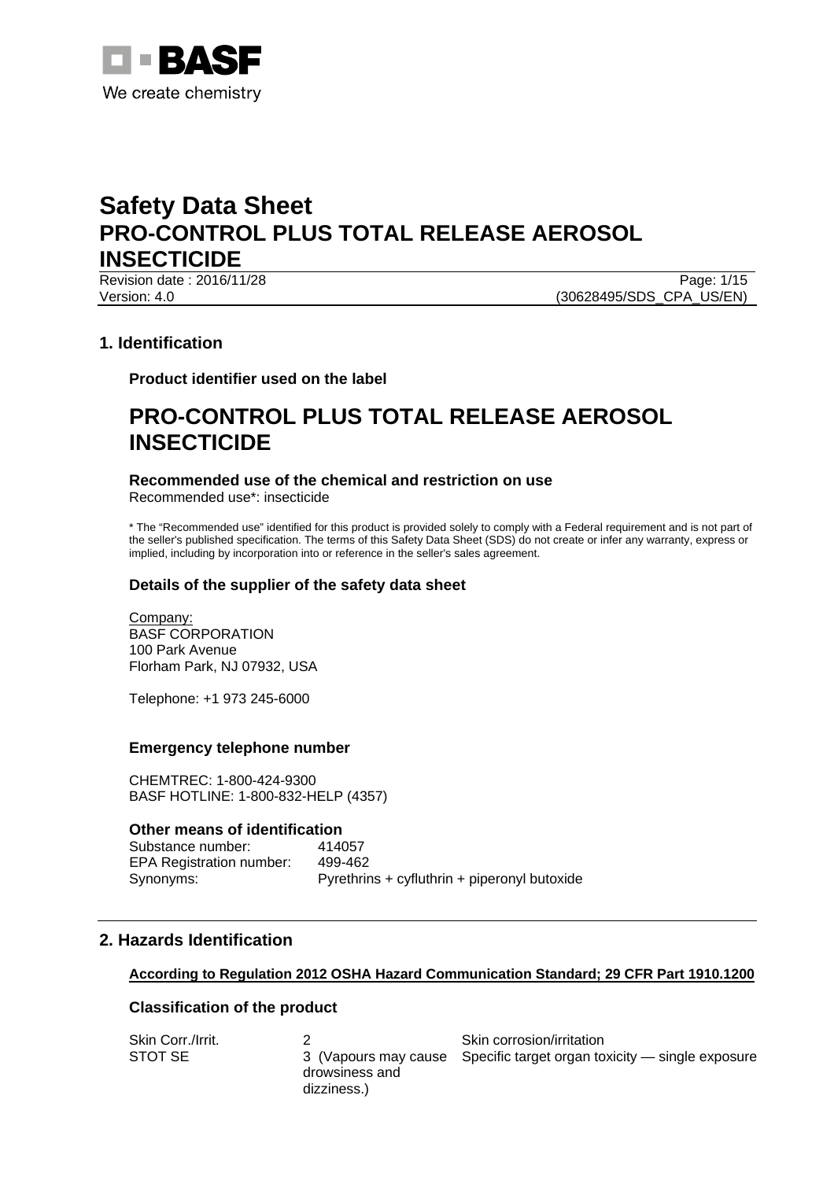# Safety Data Sheet
# PRO-CONTROL PLUS TOTAL RELEASE AEROSOL INSECTICIDE

Revision date : 2016/11/28
Version: 4.0
(30628495/SDS_CPA_US/EN)

## 1. Identification

### Product identifier used on the label

# PRO-CONTROL PLUS TOTAL RELEASE AEROSOL INSECTICIDE

### Recommended use of the chemical and restriction on use

Recommended use*: insecticide

* The "Recommended use" identified for this product is provided solely to comply with a Federal requirement and is not part of the seller's published specification. The terms of this Safety Data Sheet (SDS) do not create or infer any warranty, express or implied, including by incorporation into or reference in the seller's sales agreement.

### Details of the supplier of the safety data sheet

Company:
BASF CORPORATION
100 Park Avenue
Florham Park, NJ 07932, USA

Telephone: +1 973 245-6000

### Emergency telephone number

CHEMTREC: 1-800-424-9300
BASF HOTLINE: 1-800-832-HELP (4357)

### Other means of identification

| | |
|---|---|
| Substance number: | 414057 |
| EPA Registration number: | 499-462 |
| Synonyms: | Pyrethrins + cyfluthrin + piperonyl butoxide |

## 2. Hazards Identification

**According to Regulation 2012 OSHA Hazard Communication Standard; 29 CFR Part 1910.1200**

### Classification of the product

| | | |
|---|---|---|
| Skin Corr./Irrit. | 2 | Skin corrosion/irritation |
| STOT SE | 3 (Vapours may cause drowsiness and dizziness.) | Specific target organ toxicity — single exposure |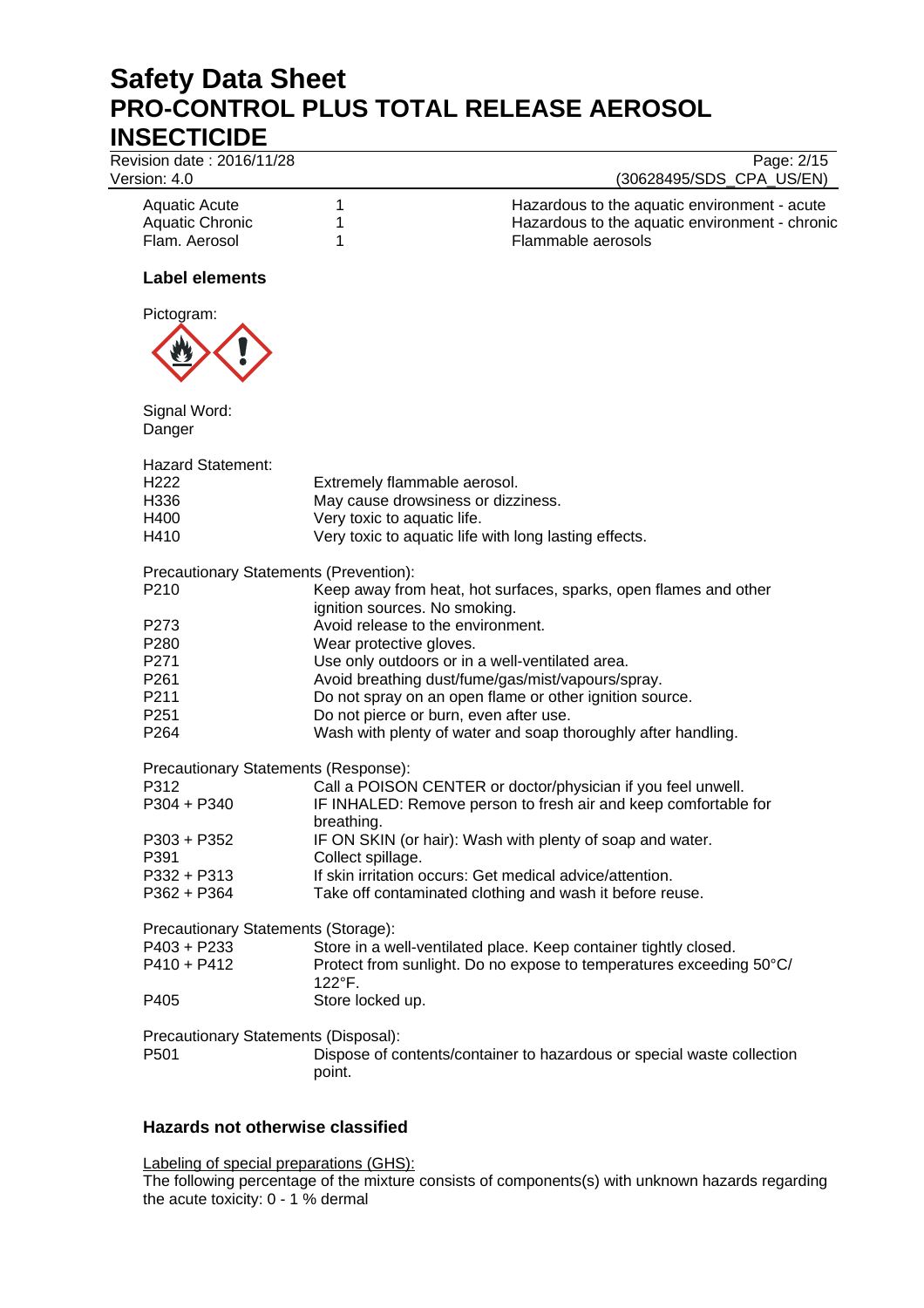| | | |
|---|---|---|
| Aquatic Acute | 1 | Hazardous to the aquatic environment - acute |
| Aquatic Chronic | 1 | Hazardous to the aquatic environment - chronic |
| Flam. Aerosol | 1 | Flammable aerosols |

### Label elements

Pictogram:

Signal Word:
Danger

Hazard Statement:

| | |
|---|---|
| H222 | Extremely flammable aerosol. |
| H336 | May cause drowsiness or dizziness. |
| H400 | Very toxic to aquatic life. |
| H410 | Very toxic to aquatic life with long lasting effects. |

Precautionary Statements (Prevention):

| | |
|---|---|
| P210 | Keep away from heat, hot surfaces, sparks, open flames and other ignition sources. No smoking. |
| P273 | Avoid release to the environment. |
| P280 | Wear protective gloves. |
| P271 | Use only outdoors or in a well-ventilated area. |
| P261 | Avoid breathing dust/fume/gas/mist/vapours/spray. |
| P211 | Do not spray on an open flame or other ignition source. |
| P251 | Do not pierce or burn, even after use. |
| P264 | Wash with plenty of water and soap thoroughly after handling. |

Precautionary Statements (Response):

| | |
|---|---|
| P312 | Call a POISON CENTER or doctor/physician if you feel unwell. |
| P304 + P340 | IF INHALED: Remove person to fresh air and keep comfortable for breathing. |
| P303 + P352 | IF ON SKIN (or hair): Wash with plenty of soap and water. |
| P391 | Collect spillage. |
| P332 + P313 | If skin irritation occurs: Get medical advice/attention. |
| P362 + P364 | Take off contaminated clothing and wash it before reuse. |

Precautionary Statements (Storage):

| | |
|---|---|
| P403 + P233 | Store in a well-ventilated place. Keep container tightly closed. |
| P410 + P412 | Protect from sunlight. Do no expose to temperatures exceeding 50°C/ 122°F. |
| P405 | Store locked up. |

Precautionary Statements (Disposal):

| | |
|---|---|
| P501 | Dispose of contents/container to hazardous or special waste collection point. |

### Hazards not otherwise classified

Labeling of special preparations (GHS):
The following percentage of the mixture consists of components(s) with unknown hazards regarding the acute toxicity: 0 - 1 % dermal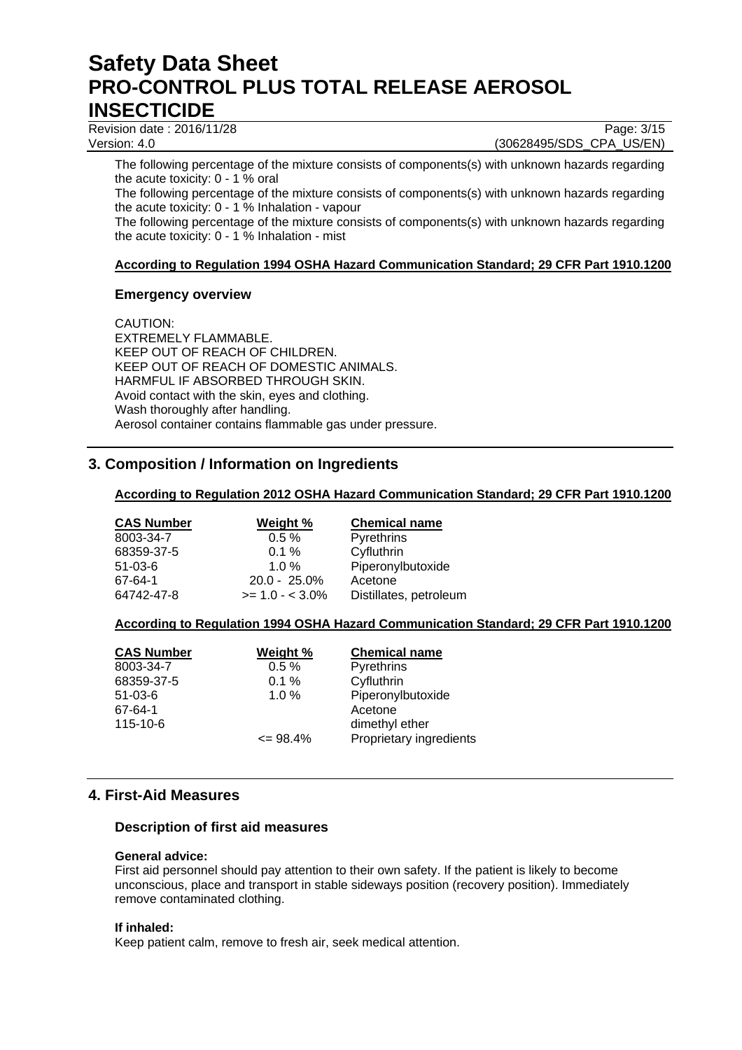The following percentage of the mixture consists of components(s) with unknown hazards regarding the acute toxicity: 0 - 1 % oral

The following percentage of the mixture consists of components(s) with unknown hazards regarding the acute toxicity: 0 - 1 % Inhalation - vapour

The following percentage of the mixture consists of components(s) with unknown hazards regarding the acute toxicity: 0 - 1 % Inhalation - mist

**According to Regulation 1994 OSHA Hazard Communication Standard; 29 CFR Part 1910.1200**

### Emergency overview

CAUTION:
EXTREMELY FLAMMABLE.
KEEP OUT OF REACH OF CHILDREN.
KEEP OUT OF REACH OF DOMESTIC ANIMALS.
HARMFUL IF ABSORBED THROUGH SKIN.
Avoid contact with the skin, eyes and clothing.
Wash thoroughly after handling.
Aerosol container contains flammable gas under pressure.

## 3. Composition / Information on Ingredients

**According to Regulation 2012 OSHA Hazard Communication Standard; 29 CFR Part 1910.1200**

| CAS Number | Weight % | Chemical name |
|---|---|---|
| 8003-34-7 | 0.5 % | Pyrethrins |
| 68359-37-5 | 0.1 % | Cyfluthrin |
| 51-03-6 | 1.0 % | Piperonylbutoxide |
| 67-64-1 | 20.0 - 25.0% | Acetone |
| 64742-47-8 | >= 1.0 - < 3.0% | Distillates, petroleum |

**According to Regulation 1994 OSHA Hazard Communication Standard; 29 CFR Part 1910.1200**

| CAS Number | Weight % | Chemical name |
|---|---|---|
| 8003-34-7 | 0.5 % | Pyrethrins |
| 68359-37-5 | 0.1 % | Cyfluthrin |
| 51-03-6 | 1.0 % | Piperonylbutoxide |
| 67-64-1 | | Acetone |
| 115-10-6 | | dimethyl ether |
| | <= 98.4% | Proprietary ingredients |

## 4. First-Aid Measures

### Description of first aid measures

**General advice:**
First aid personnel should pay attention to their own safety. If the patient is likely to become unconscious, place and transport in stable sideways position (recovery position). Immediately remove contaminated clothing.

**If inhaled:**
Keep patient calm, remove to fresh air, seek medical attention.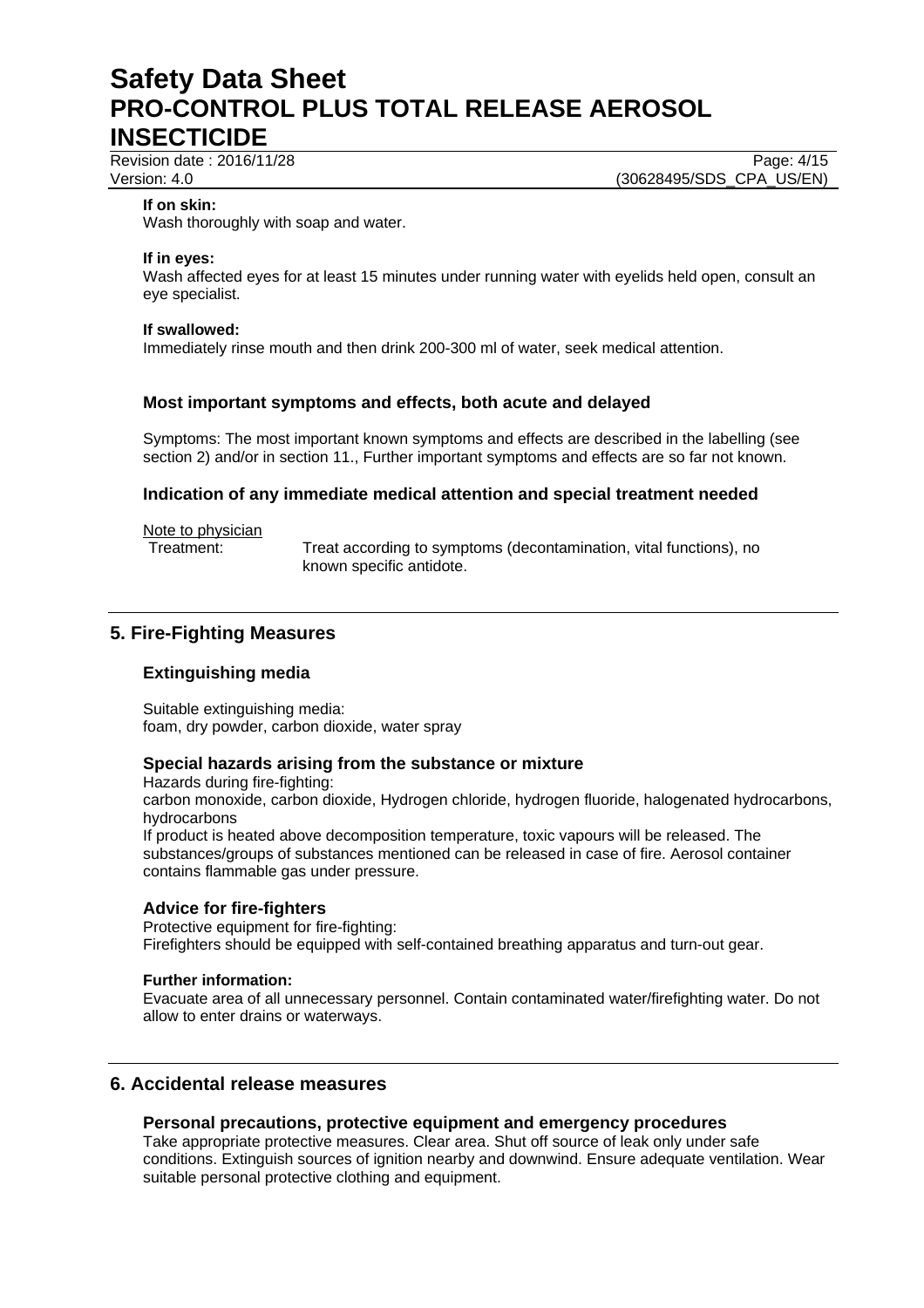**If on skin:**
Wash thoroughly with soap and water.

**If in eyes:**
Wash affected eyes for at least 15 minutes under running water with eyelids held open, consult an eye specialist.

**If swallowed:**
Immediately rinse mouth and then drink 200-300 ml of water, seek medical attention.

### Most important symptoms and effects, both acute and delayed

Symptoms: The most important known symptoms and effects are described in the labelling (see section 2) and/or in section 11., Further important symptoms and effects are so far not known.

### Indication of any immediate medical attention and special treatment needed

Note to physician

Treatment: Treat according to symptoms (decontamination, vital functions), no known specific antidote.

## 5. Fire-Fighting Measures

### Extinguishing media

Suitable extinguishing media:
foam, dry powder, carbon dioxide, water spray

### Special hazards arising from the substance or mixture

Hazards during fire-fighting:
carbon monoxide, carbon dioxide, Hydrogen chloride, hydrogen fluoride, halogenated hydrocarbons, hydrocarbons
If product is heated above decomposition temperature, toxic vapours will be released. The substances/groups of substances mentioned can be released in case of fire. Aerosol container contains flammable gas under pressure.

### Advice for fire-fighters

Protective equipment for fire-fighting:
Firefighters should be equipped with self-contained breathing apparatus and turn-out gear.

**Further information:**
Evacuate area of all unnecessary personnel. Contain contaminated water/firefighting water. Do not allow to enter drains or waterways.

## 6. Accidental release measures

### Personal precautions, protective equipment and emergency procedures

Take appropriate protective measures. Clear area. Shut off source of leak only under safe conditions. Extinguish sources of ignition nearby and downwind. Ensure adequate ventilation. Wear suitable personal protective clothing and equipment.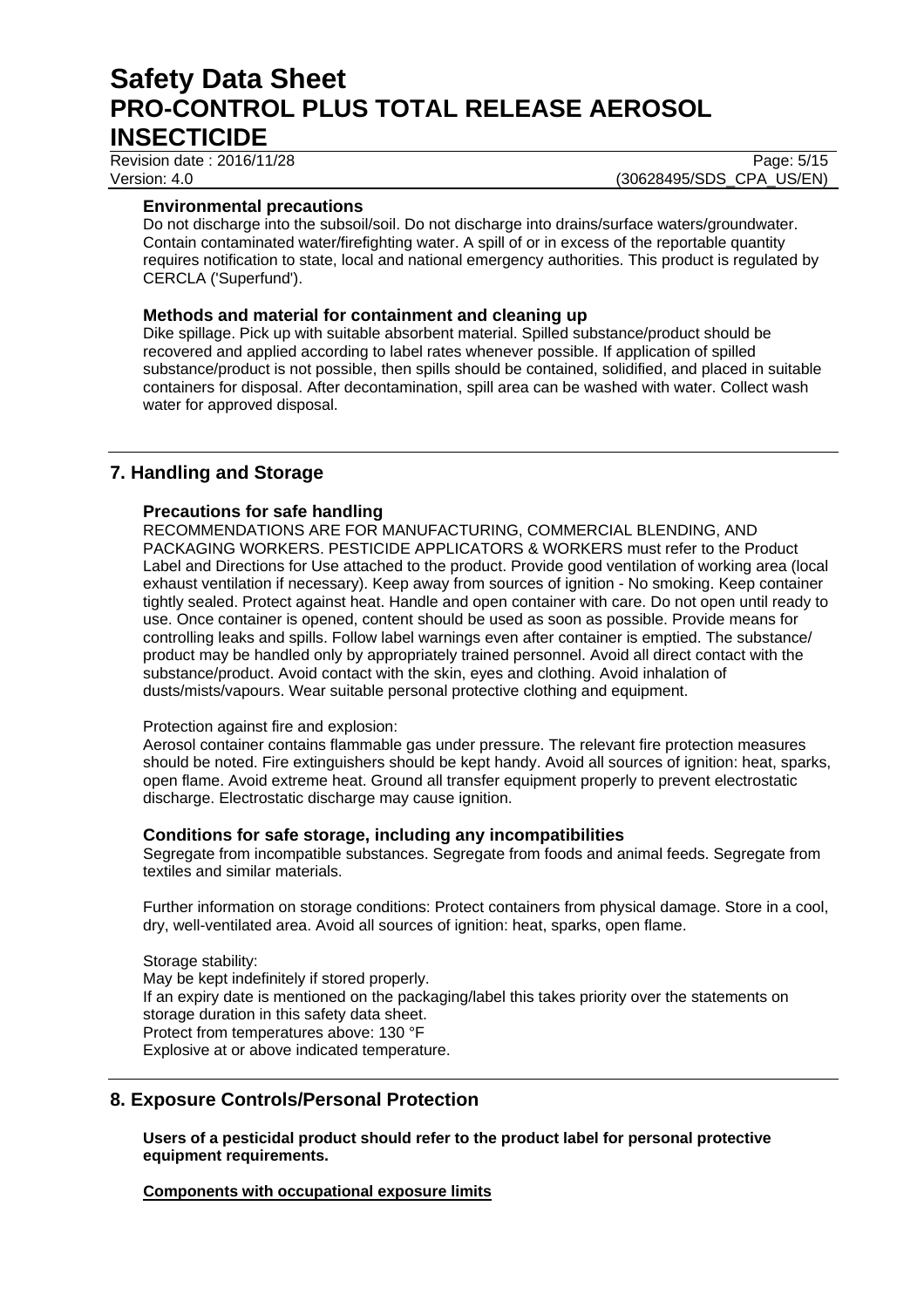### Environmental precautions

Do not discharge into the subsoil/soil. Do not discharge into drains/surface waters/groundwater. Contain contaminated water/firefighting water. A spill of or in excess of the reportable quantity requires notification to state, local and national emergency authorities. This product is regulated by CERCLA ('Superfund').

### Methods and material for containment and cleaning up

Dike spillage. Pick up with suitable absorbent material. Spilled substance/product should be recovered and applied according to label rates whenever possible. If application of spilled substance/product is not possible, then spills should be contained, solidified, and placed in suitable containers for disposal. After decontamination, spill area can be washed with water. Collect wash water for approved disposal.

## 7. Handling and Storage

### Precautions for safe handling

RECOMMENDATIONS ARE FOR MANUFACTURING, COMMERCIAL BLENDING, AND PACKAGING WORKERS. PESTICIDE APPLICATORS & WORKERS must refer to the Product Label and Directions for Use attached to the product. Provide good ventilation of working area (local exhaust ventilation if necessary). Keep away from sources of ignition - No smoking. Keep container tightly sealed. Protect against heat. Handle and open container with care. Do not open until ready to use. Once container is opened, content should be used as soon as possible. Provide means for controlling leaks and spills. Follow label warnings even after container is emptied. The substance/ product may be handled only by appropriately trained personnel. Avoid all direct contact with the substance/product. Avoid contact with the skin, eyes and clothing. Avoid inhalation of dusts/mists/vapours. Wear suitable personal protective clothing and equipment.

Protection against fire and explosion:
Aerosol container contains flammable gas under pressure. The relevant fire protection measures should be noted. Fire extinguishers should be kept handy. Avoid all sources of ignition: heat, sparks, open flame. Avoid extreme heat. Ground all transfer equipment properly to prevent electrostatic discharge. Electrostatic discharge may cause ignition.

### Conditions for safe storage, including any incompatibilities

Segregate from incompatible substances. Segregate from foods and animal feeds. Segregate from textiles and similar materials.

Further information on storage conditions: Protect containers from physical damage. Store in a cool, dry, well-ventilated area. Avoid all sources of ignition: heat, sparks, open flame.

Storage stability:
May be kept indefinitely if stored properly.
If an expiry date is mentioned on the packaging/label this takes priority over the statements on storage duration in this safety data sheet.
Protect from temperatures above: 130 °F
Explosive at or above indicated temperature.

## 8. Exposure Controls/Personal Protection

**Users of a pesticidal product should refer to the product label for personal protective equipment requirements.**

**Components with occupational exposure limits**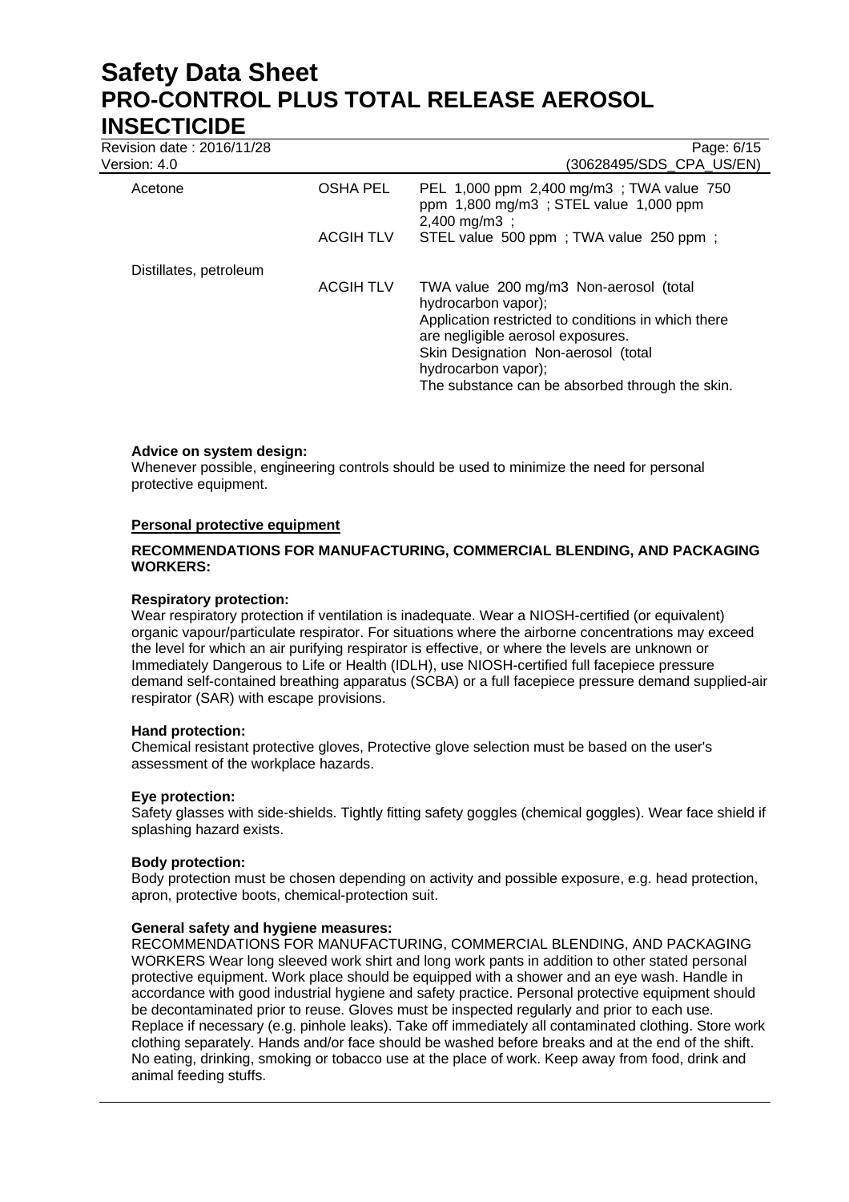| | | |
|---|---|---|
| Acetone | OSHA PEL | PEL 1,000 ppm 2,400 mg/m3 ; TWA value 750 ppm 1,800 mg/m3 ; STEL value 1,000 ppm 2,400 mg/m3 ; |
| | ACGIH TLV | STEL value 500 ppm ; TWA value 250 ppm ; |
| Distillates, petroleum | ACGIH TLV | TWA value 200 mg/m3 Non-aerosol (total hydrocarbon vapor);<br>Application restricted to conditions in which there are negligible aerosol exposures.<br>Skin Designation Non-aerosol (total hydrocarbon vapor);<br>The substance can be absorbed through the skin. |

**Advice on system design:**
Whenever possible, engineering controls should be used to minimize the need for personal protective equipment.

**Personal protective equipment**

**RECOMMENDATIONS FOR MANUFACTURING, COMMERCIAL BLENDING, AND PACKAGING WORKERS:**

**Respiratory protection:**
Wear respiratory protection if ventilation is inadequate. Wear a NIOSH-certified (or equivalent) organic vapour/particulate respirator. For situations where the airborne concentrations may exceed the level for which an air purifying respirator is effective, or where the levels are unknown or Immediately Dangerous to Life or Health (IDLH), use NIOSH-certified full facepiece pressure demand self-contained breathing apparatus (SCBA) or a full facepiece pressure demand supplied-air respirator (SAR) with escape provisions.

**Hand protection:**
Chemical resistant protective gloves, Protective glove selection must be based on the user's assessment of the workplace hazards.

**Eye protection:**
Safety glasses with side-shields. Tightly fitting safety goggles (chemical goggles). Wear face shield if splashing hazard exists.

**Body protection:**
Body protection must be chosen depending on activity and possible exposure, e.g. head protection, apron, protective boots, chemical-protection suit.

**General safety and hygiene measures:**
RECOMMENDATIONS FOR MANUFACTURING, COMMERCIAL BLENDING, AND PACKAGING WORKERS Wear long sleeved work shirt and long work pants in addition to other stated personal protective equipment. Work place should be equipped with a shower and an eye wash. Handle in accordance with good industrial hygiene and safety practice. Personal protective equipment should be decontaminated prior to reuse. Gloves must be inspected regularly and prior to each use. Replace if necessary (e.g. pinhole leaks). Take off immediately all contaminated clothing. Store work clothing separately. Hands and/or face should be washed before breaks and at the end of the shift. No eating, drinking, smoking or tobacco use at the place of work. Keep away from food, drink and animal feeding stuffs.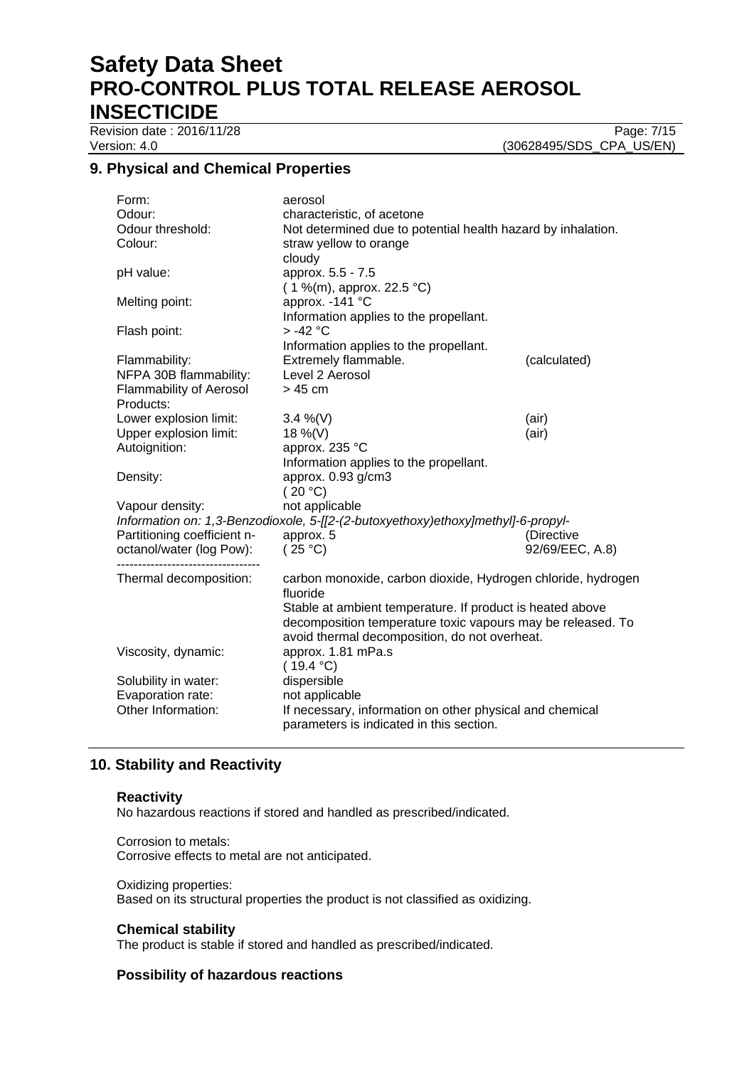## 9. Physical and Chemical Properties

| | | |
|---|---|---|
| Form: | aerosol | |
| Odour: | characteristic, of acetone | |
| Odour threshold: | Not determined due to potential health hazard by inhalation. | |
| Colour: | straw yellow to orange<br>cloudy | |
| pH value: | approx. 5.5 - 7.5<br>( 1 %(m), approx. 22.5 °C) | |
| Melting point: | approx. -141 °C<br>Information applies to the propellant. | |
| Flash point: | > -42 °C<br>Information applies to the propellant. | |
| Flammability: | Extremely flammable. | (calculated) |
| NFPA 30B flammability: | Level 2 Aerosol | |
| Flammability of Aerosol Products: | > 45 cm | |
| Lower explosion limit: | 3.4 %(V) | (air) |
| Upper explosion limit: | 18 %(V) | (air) |
| Autoignition: | approx. 235 °C<br>Information applies to the propellant. | |
| Density: | approx. 0.93 g/cm3<br>( 20 °C) | |
| Vapour density: | not applicable | |

*Information on: 1,3-Benzodioxole, 5-[[2-(2-butoxyethoxy)ethoxy]methyl]-6-propyl-*

| | | |
|---|---|---|
| Partitioning coefficient n-octanol/water (log Pow): | approx. 5<br>( 25 °C) | (Directive 92/69/EEC, A.8) |

----------------------------------

| | |
|---|---|
| Thermal decomposition: | carbon monoxide, carbon dioxide, Hydrogen chloride, hydrogen fluoride<br>Stable at ambient temperature. If product is heated above decomposition temperature toxic vapours may be released. To avoid thermal decomposition, do not overheat. |
| Viscosity, dynamic: | approx. 1.81 mPa.s<br>( 19.4 °C) |
| Solubility in water: | dispersible |
| Evaporation rate: | not applicable |
| Other Information: | If necessary, information on other physical and chemical parameters is indicated in this section. |

## 10. Stability and Reactivity

### Reactivity

No hazardous reactions if stored and handled as prescribed/indicated.

Corrosion to metals:
Corrosive effects to metal are not anticipated.

Oxidizing properties:
Based on its structural properties the product is not classified as oxidizing.

### Chemical stability

The product is stable if stored and handled as prescribed/indicated.

### Possibility of hazardous reactions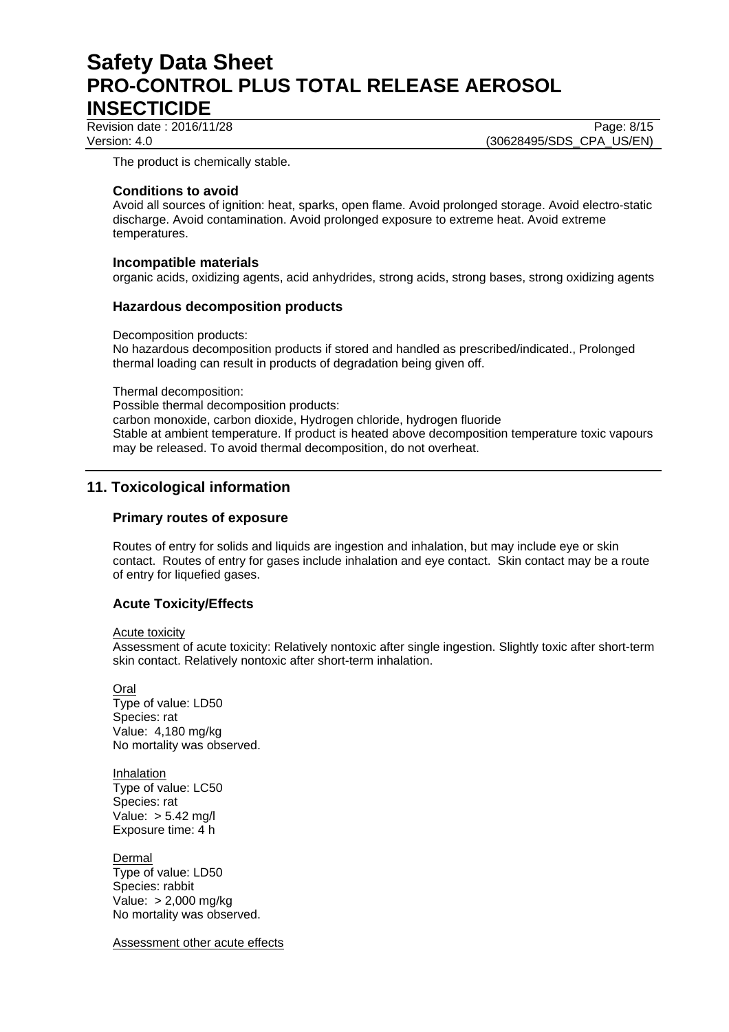The product is chemically stable.

### Conditions to avoid

Avoid all sources of ignition: heat, sparks, open flame. Avoid prolonged storage. Avoid electro-static discharge. Avoid contamination. Avoid prolonged exposure to extreme heat. Avoid extreme temperatures.

### Incompatible materials

organic acids, oxidizing agents, acid anhydrides, strong acids, strong bases, strong oxidizing agents

### Hazardous decomposition products

Decomposition products:
No hazardous decomposition products if stored and handled as prescribed/indicated., Prolonged thermal loading can result in products of degradation being given off.

Thermal decomposition:
Possible thermal decomposition products:
carbon monoxide, carbon dioxide, Hydrogen chloride, hydrogen fluoride
Stable at ambient temperature. If product is heated above decomposition temperature toxic vapours may be released. To avoid thermal decomposition, do not overheat.

## 11. Toxicological information

### Primary routes of exposure

Routes of entry for solids and liquids are ingestion and inhalation, but may include eye or skin contact. Routes of entry for gases include inhalation and eye contact. Skin contact may be a route of entry for liquefied gases.

### Acute Toxicity/Effects

Acute toxicity
Assessment of acute toxicity: Relatively nontoxic after single ingestion. Slightly toxic after short-term skin contact. Relatively nontoxic after short-term inhalation.

Oral
Type of value: LD50
Species: rat
Value: 4,180 mg/kg
No mortality was observed.

Inhalation
Type of value: LC50
Species: rat
Value: > 5.42 mg/l
Exposure time: 4 h

Dermal
Type of value: LD50
Species: rabbit
Value: > 2,000 mg/kg
No mortality was observed.

Assessment other acute effects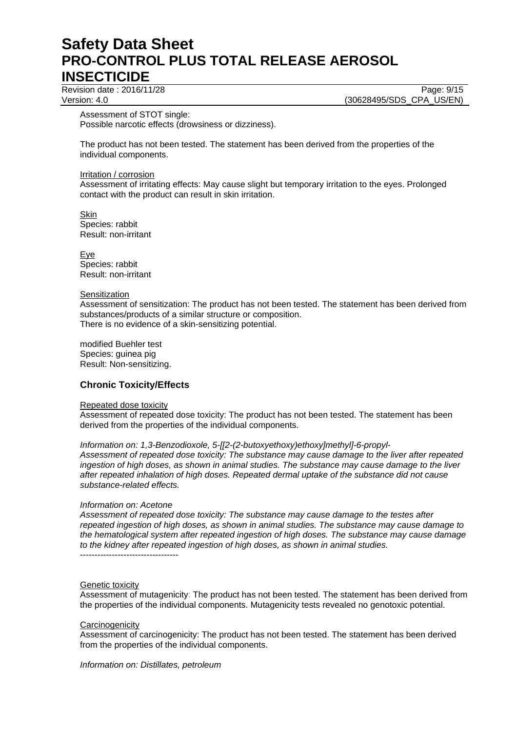Assessment of STOT single:
Possible narcotic effects (drowsiness or dizziness).

The product has not been tested. The statement has been derived from the properties of the individual components.

Irritation / corrosion
Assessment of irritating effects: May cause slight but temporary irritation to the eyes. Prolonged contact with the product can result in skin irritation.

Skin
Species: rabbit
Result: non-irritant

Eye
Species: rabbit
Result: non-irritant

Sensitization
Assessment of sensitization: The product has not been tested. The statement has been derived from substances/products of a similar structure or composition.
There is no evidence of a skin-sensitizing potential.

modified Buehler test
Species: guinea pig
Result: Non-sensitizing.

### Chronic Toxicity/Effects

Repeated dose toxicity
Assessment of repeated dose toxicity: The product has not been tested. The statement has been derived from the properties of the individual components.

*Information on: 1,3-Benzodioxole, 5-[[2-(2-butoxyethoxy)ethoxy]methyl]-6-propyl-*
*Assessment of repeated dose toxicity: The substance may cause damage to the liver after repeated ingestion of high doses, as shown in animal studies. The substance may cause damage to the liver after repeated inhalation of high doses. Repeated dermal uptake of the substance did not cause substance-related effects.*

*Information on: Acetone*
*Assessment of repeated dose toxicity: The substance may cause damage to the testes after repeated ingestion of high doses, as shown in animal studies. The substance may cause damage to the hematological system after repeated ingestion of high doses. The substance may cause damage to the kidney after repeated ingestion of high doses, as shown in animal studies.*
----------------------------------

Genetic toxicity
Assessment of mutagenicity: The product has not been tested. The statement has been derived from the properties of the individual components. Mutagenicity tests revealed no genotoxic potential.

Carcinogenicity
Assessment of carcinogenicity: The product has not been tested. The statement has been derived from the properties of the individual components.

*Information on: Distillates, petroleum*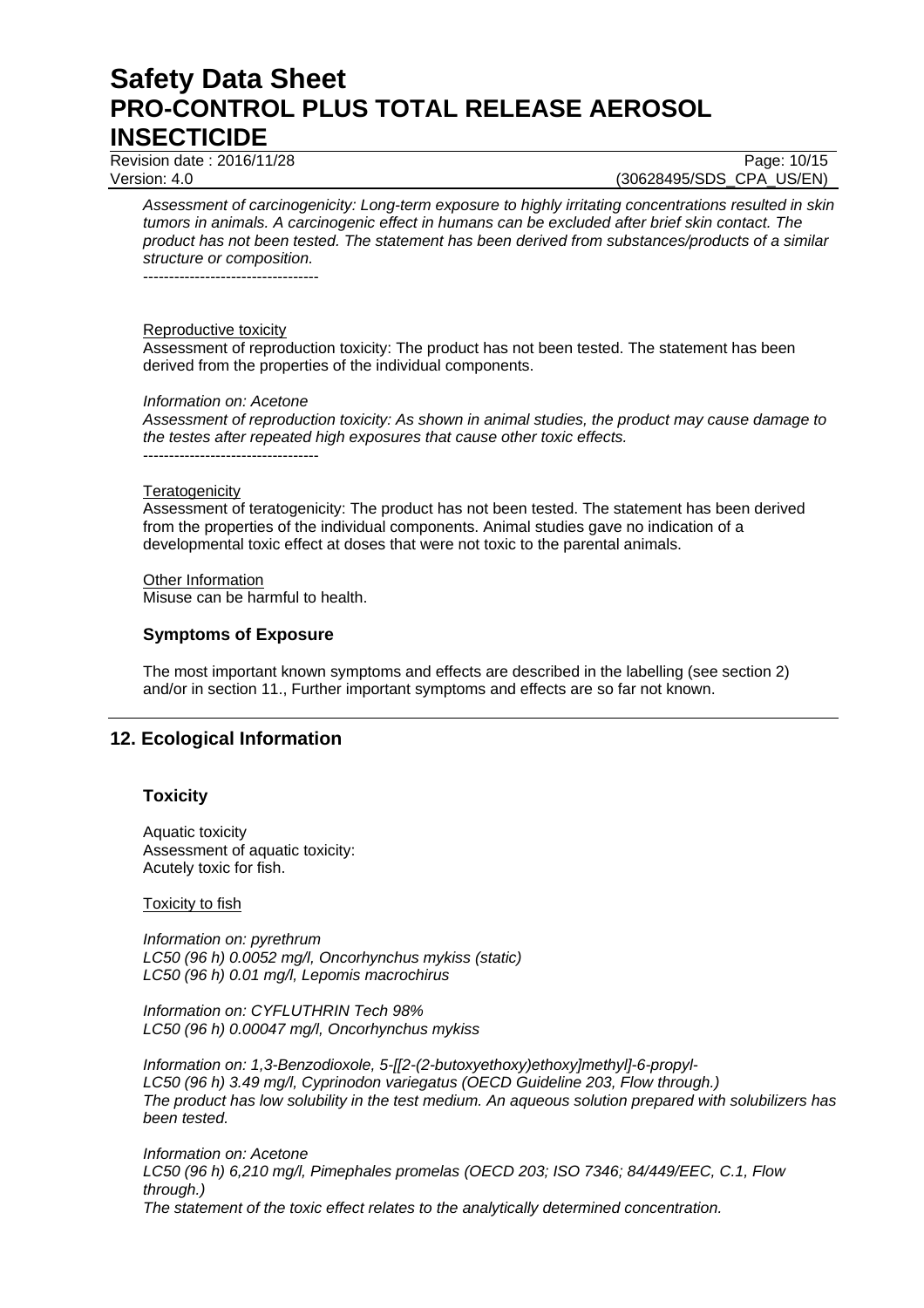*Assessment of carcinogenicity: Long-term exposure to highly irritating concentrations resulted in skin tumors in animals. A carcinogenic effect in humans can be excluded after brief skin contact. The product has not been tested. The statement has been derived from substances/products of a similar structure or composition.*

----------------------------------

Reproductive toxicity

Assessment of reproduction toxicity: The product has not been tested. The statement has been derived from the properties of the individual components.

*Information on: Acetone*

*Assessment of reproduction toxicity: As shown in animal studies, the product may cause damage to the testes after repeated high exposures that cause other toxic effects.*

----------------------------------

Teratogenicity

Assessment of teratogenicity: The product has not been tested. The statement has been derived from the properties of the individual components. Animal studies gave no indication of a developmental toxic effect at doses that were not toxic to the parental animals.

Other Information

Misuse can be harmful to health.

### Symptoms of Exposure

The most important known symptoms and effects are described in the labelling (see section 2) and/or in section 11., Further important symptoms and effects are so far not known.

## 12. Ecological Information

### Toxicity

Aquatic toxicity
Assessment of aquatic toxicity:
Acutely toxic for fish.

Toxicity to fish

*Information on: pyrethrum*
*LC50 (96 h) 0.0052 mg/l, Oncorhynchus mykiss (static)*
*LC50 (96 h) 0.01 mg/l, Lepomis macrochirus*

*Information on: CYFLUTHRIN Tech 98%*
*LC50 (96 h) 0.00047 mg/l, Oncorhynchus mykiss*

*Information on: 1,3-Benzodioxole, 5-[[2-(2-butoxyethoxy)ethoxy]methyl]-6-propyl-*
*LC50 (96 h) 3.49 mg/l, Cyprinodon variegatus (OECD Guideline 203, Flow through.)*
*The product has low solubility in the test medium. An aqueous solution prepared with solubilizers has been tested.*

*Information on: Acetone*
*LC50 (96 h) 6,210 mg/l, Pimephales promelas (OECD 203; ISO 7346; 84/449/EEC, C.1, Flow through.)*
*The statement of the toxic effect relates to the analytically determined concentration.*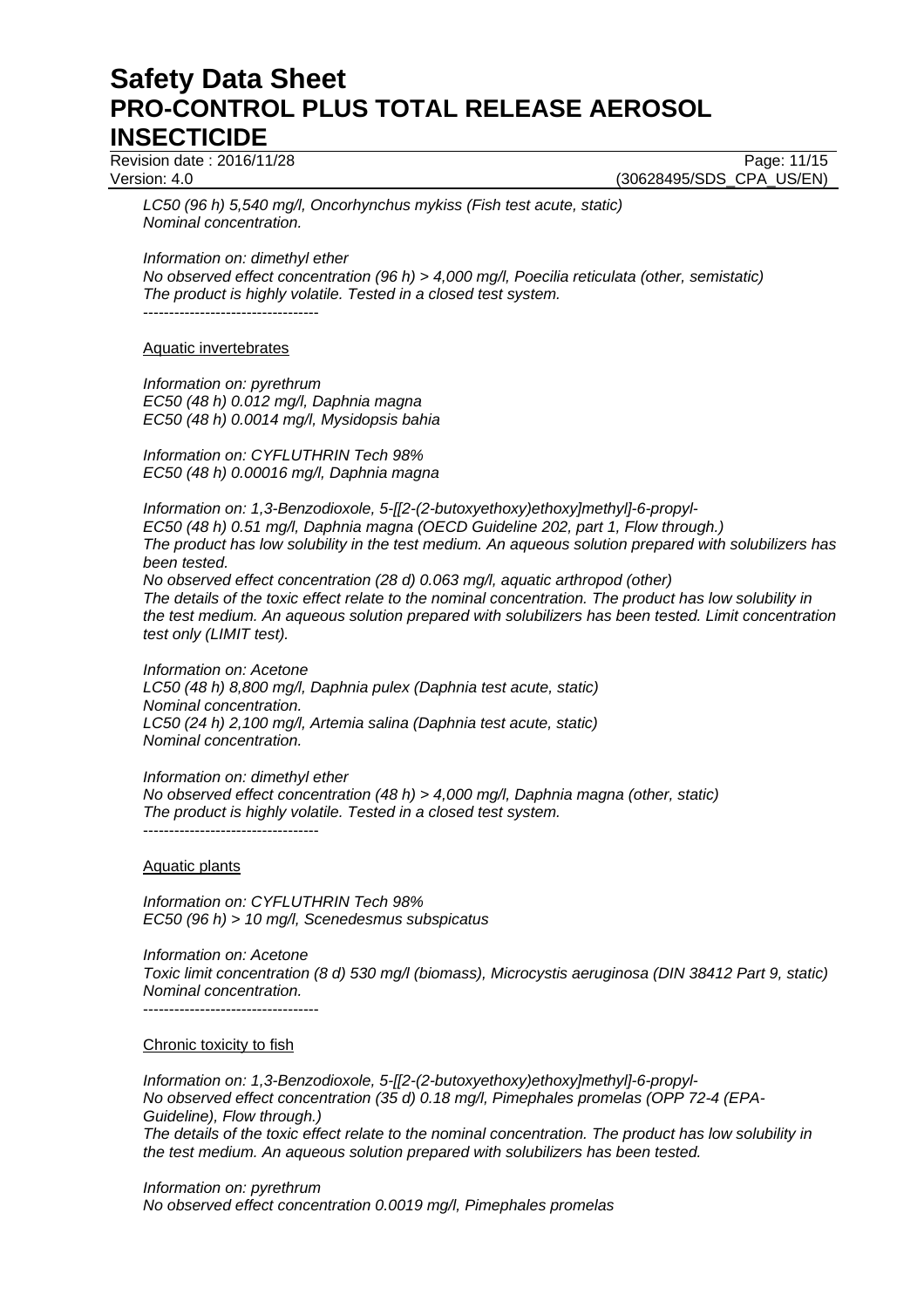*LC50 (96 h) 5,540 mg/l, Oncorhynchus mykiss (Fish test acute, static)*
*Nominal concentration.*

*Information on: dimethyl ether*
*No observed effect concentration (96 h) > 4,000 mg/l, Poecilia reticulata (other, semistatic)*
*The product is highly volatile. Tested in a closed test system.*
----------------------------------

Aquatic invertebrates

*Information on: pyrethrum*
*EC50 (48 h) 0.012 mg/l, Daphnia magna*
*EC50 (48 h) 0.0014 mg/l, Mysidopsis bahia*

*Information on: CYFLUTHRIN Tech 98%*
*EC50 (48 h) 0.00016 mg/l, Daphnia magna*

*Information on: 1,3-Benzodioxole, 5-[[2-(2-butoxyethoxy)ethoxy]methyl]-6-propyl-*
*EC50 (48 h) 0.51 mg/l, Daphnia magna (OECD Guideline 202, part 1, Flow through.)*
*The product has low solubility in the test medium. An aqueous solution prepared with solubilizers has been tested.*
*No observed effect concentration (28 d) 0.063 mg/l, aquatic arthropod (other)*
*The details of the toxic effect relate to the nominal concentration. The product has low solubility in the test medium. An aqueous solution prepared with solubilizers has been tested. Limit concentration test only (LIMIT test).*

*Information on: Acetone*
*LC50 (48 h) 8,800 mg/l, Daphnia pulex (Daphnia test acute, static)*
*Nominal concentration.*
*LC50 (24 h) 2,100 mg/l, Artemia salina (Daphnia test acute, static)*
*Nominal concentration.*

*Information on: dimethyl ether*
*No observed effect concentration (48 h) > 4,000 mg/l, Daphnia magna (other, static)*
*The product is highly volatile. Tested in a closed test system.*
----------------------------------

Aquatic plants

*Information on: CYFLUTHRIN Tech 98%*
*EC50 (96 h) > 10 mg/l, Scenedesmus subspicatus*

*Information on: Acetone*
*Toxic limit concentration (8 d) 530 mg/l (biomass), Microcystis aeruginosa (DIN 38412 Part 9, static)*
*Nominal concentration.*
----------------------------------

Chronic toxicity to fish

*Information on: 1,3-Benzodioxole, 5-[[2-(2-butoxyethoxy)ethoxy]methyl]-6-propyl-*
*No observed effect concentration (35 d) 0.18 mg/l, Pimephales promelas (OPP 72-4 (EPA-Guideline), Flow through.)*
*The details of the toxic effect relate to the nominal concentration. The product has low solubility in the test medium. An aqueous solution prepared with solubilizers has been tested.*

*Information on: pyrethrum*
*No observed effect concentration 0.0019 mg/l, Pimephales promelas*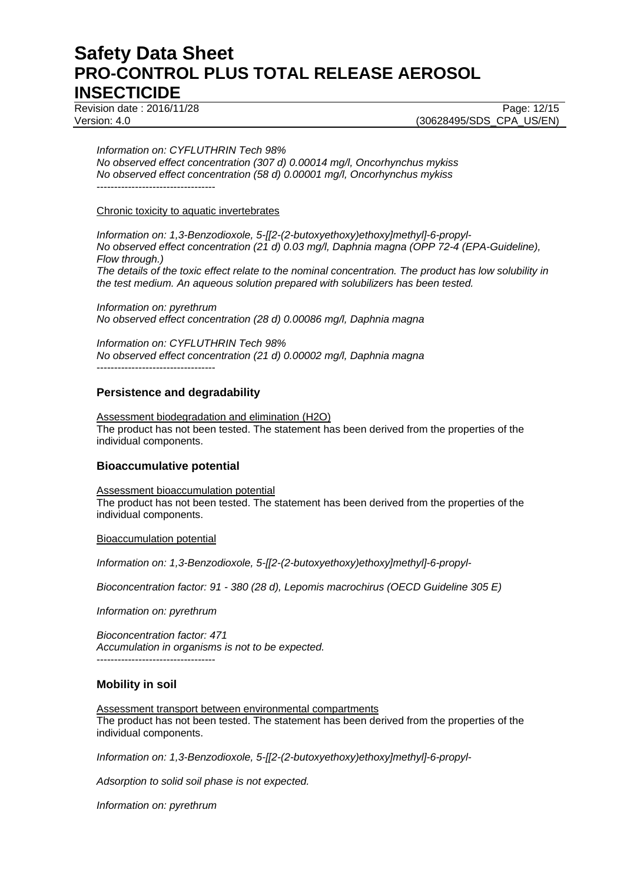*Information on: CYFLUTHRIN Tech 98%*
*No observed effect concentration (307 d) 0.00014 mg/l, Oncorhynchus mykiss*
*No observed effect concentration (58 d) 0.00001 mg/l, Oncorhynchus mykiss*
----------------------------------

Chronic toxicity to aquatic invertebrates

*Information on: 1,3-Benzodioxole, 5-[[2-(2-butoxyethoxy)ethoxy]methyl]-6-propyl-*
*No observed effect concentration (21 d) 0.03 mg/l, Daphnia magna (OPP 72-4 (EPA-Guideline), Flow through.)*
*The details of the toxic effect relate to the nominal concentration. The product has low solubility in the test medium. An aqueous solution prepared with solubilizers has been tested.*

*Information on: pyrethrum*
*No observed effect concentration (28 d) 0.00086 mg/l, Daphnia magna*

*Information on: CYFLUTHRIN Tech 98%*
*No observed effect concentration (21 d) 0.00002 mg/l, Daphnia magna*
----------------------------------

### Persistence and degradability

Assessment biodegradation and elimination (H2O)
The product has not been tested. The statement has been derived from the properties of the individual components.

### Bioaccumulative potential

Assessment bioaccumulation potential
The product has not been tested. The statement has been derived from the properties of the individual components.

Bioaccumulation potential

*Information on: 1,3-Benzodioxole, 5-[[2-(2-butoxyethoxy)ethoxy]methyl]-6-propyl-*

*Bioconcentration factor: 91 - 380 (28 d), Lepomis macrochirus (OECD Guideline 305 E)*

*Information on: pyrethrum*

*Bioconcentration factor: 471*
*Accumulation in organisms is not to be expected.*
----------------------------------

### Mobility in soil

Assessment transport between environmental compartments
The product has not been tested. The statement has been derived from the properties of the individual components.

*Information on: 1,3-Benzodioxole, 5-[[2-(2-butoxyethoxy)ethoxy]methyl]-6-propyl-*

*Adsorption to solid soil phase is not expected.*

*Information on: pyrethrum*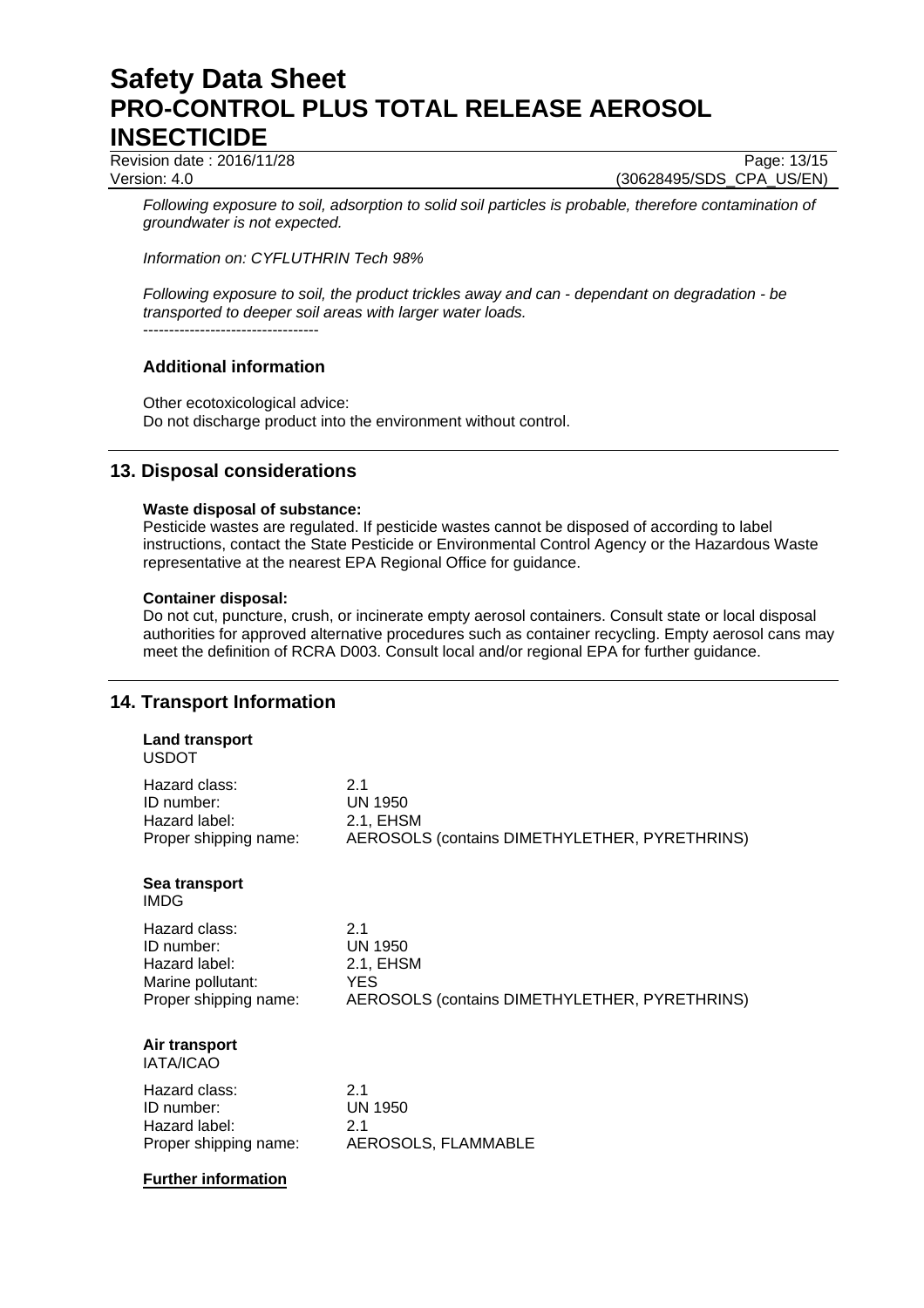*Following exposure to soil, adsorption to solid soil particles is probable, therefore contamination of groundwater is not expected.*

*Information on: CYFLUTHRIN Tech 98%*

*Following exposure to soil, the product trickles away and can - dependant on degradation - be transported to deeper soil areas with larger water loads.*

----------------------------------

### Additional information

Other ecotoxicological advice:
Do not discharge product into the environment without control.

## 13. Disposal considerations

**Waste disposal of substance:**
Pesticide wastes are regulated. If pesticide wastes cannot be disposed of according to label instructions, contact the State Pesticide or Environmental Control Agency or the Hazardous Waste representative at the nearest EPA Regional Office for guidance.

**Container disposal:**
Do not cut, puncture, crush, or incinerate empty aerosol containers. Consult state or local disposal authorities for approved alternative procedures such as container recycling. Empty aerosol cans may meet the definition of RCRA D003. Consult local and/or regional EPA for further guidance.

## 14. Transport Information

**Land transport**
USDOT

| | |
|---|---|
| Hazard class: | 2.1 |
| ID number: | UN 1950 |
| Hazard label: | 2.1, EHSM |
| Proper shipping name: | AEROSOLS (contains DIMETHYLETHER, PYRETHRINS) |

**Sea transport**
IMDG

| | |
|---|---|
| Hazard class: | 2.1 |
| ID number: | UN 1950 |
| Hazard label: | 2.1, EHSM |
| Marine pollutant: | YES |
| Proper shipping name: | AEROSOLS (contains DIMETHYLETHER, PYRETHRINS) |

**Air transport**
IATA/ICAO

| | |
|---|---|
| Hazard class: | 2.1 |
| ID number: | UN 1950 |
| Hazard label: | 2.1 |
| Proper shipping name: | AEROSOLS, FLAMMABLE |

**Further information**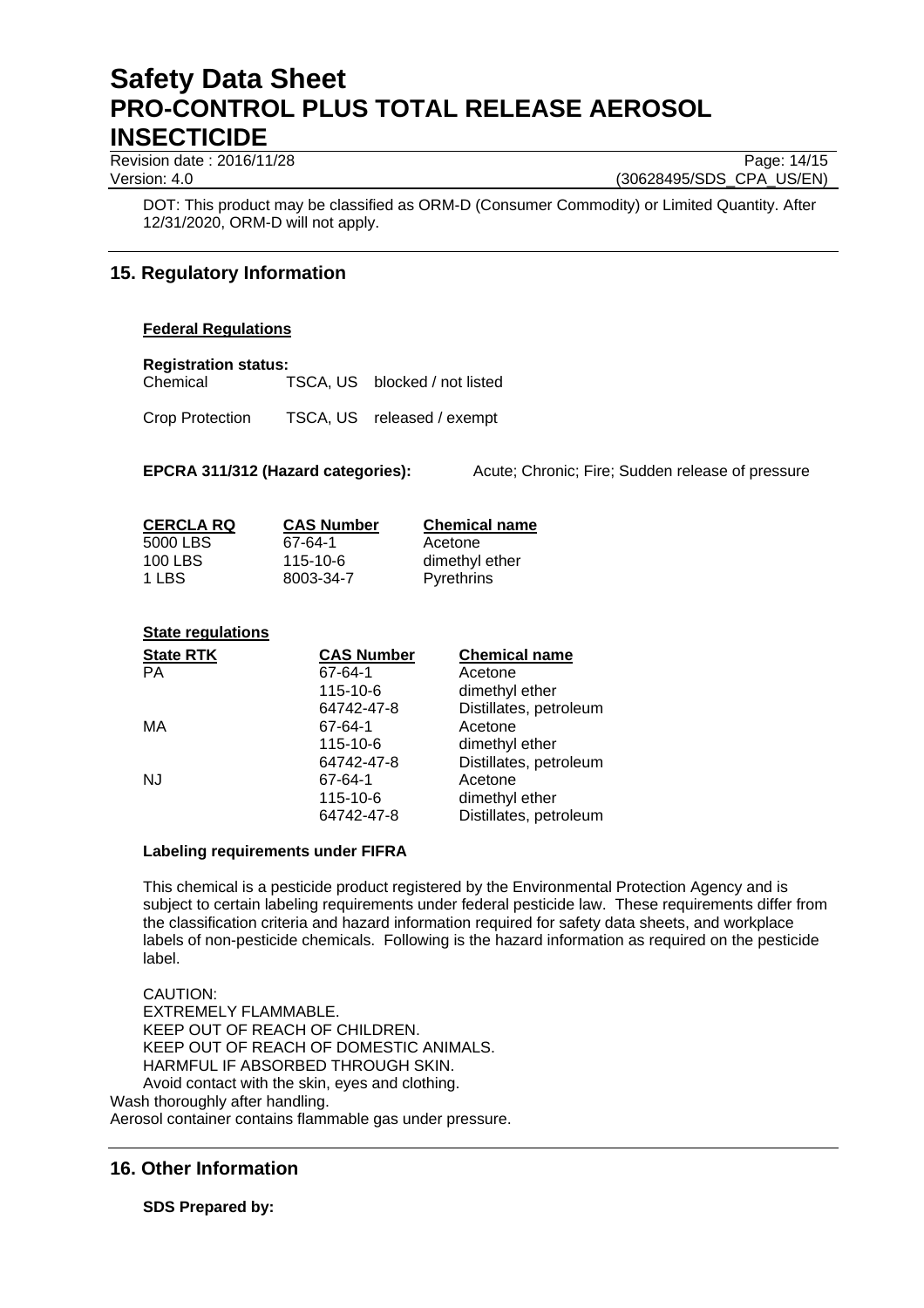DOT: This product may be classified as ORM-D (Consumer Commodity) or Limited Quantity. After 12/31/2020, ORM-D will not apply.

## 15. Regulatory Information

**Federal Regulations**

**Registration status:**

| | | |
|---|---|---|
| Chemical | TSCA, US | blocked / not listed |
| Crop Protection | TSCA, US | released / exempt |

**EPCRA 311/312 (Hazard categories):** Acute; Chronic; Fire; Sudden release of pressure

| CERCLA RQ | CAS Number | Chemical name |
|---|---|---|
| 5000 LBS | 67-64-1 | Acetone |
| 100 LBS | 115-10-6 | dimethyl ether |
| 1 LBS | 8003-34-7 | Pyrethrins |

**State regulations**

| State RTK | CAS Number | Chemical name |
|---|---|---|
| PA | 67-64-1 | Acetone |
| | 115-10-6 | dimethyl ether |
| | 64742-47-8 | Distillates, petroleum |
| MA | 67-64-1 | Acetone |
| | 115-10-6 | dimethyl ether |
| | 64742-47-8 | Distillates, petroleum |
| NJ | 67-64-1 | Acetone |
| | 115-10-6 | dimethyl ether |
| | 64742-47-8 | Distillates, petroleum |

**Labeling requirements under FIFRA**

This chemical is a pesticide product registered by the Environmental Protection Agency and is subject to certain labeling requirements under federal pesticide law. These requirements differ from the classification criteria and hazard information required for safety data sheets, and workplace labels of non-pesticide chemicals. Following is the hazard information as required on the pesticide label.

CAUTION:
EXTREMELY FLAMMABLE.
KEEP OUT OF REACH OF CHILDREN.
KEEP OUT OF REACH OF DOMESTIC ANIMALS.
HARMFUL IF ABSORBED THROUGH SKIN.
Avoid contact with the skin, eyes and clothing.
Wash thoroughly after handling.
Aerosol container contains flammable gas under pressure.

## 16. Other Information

**SDS Prepared by:**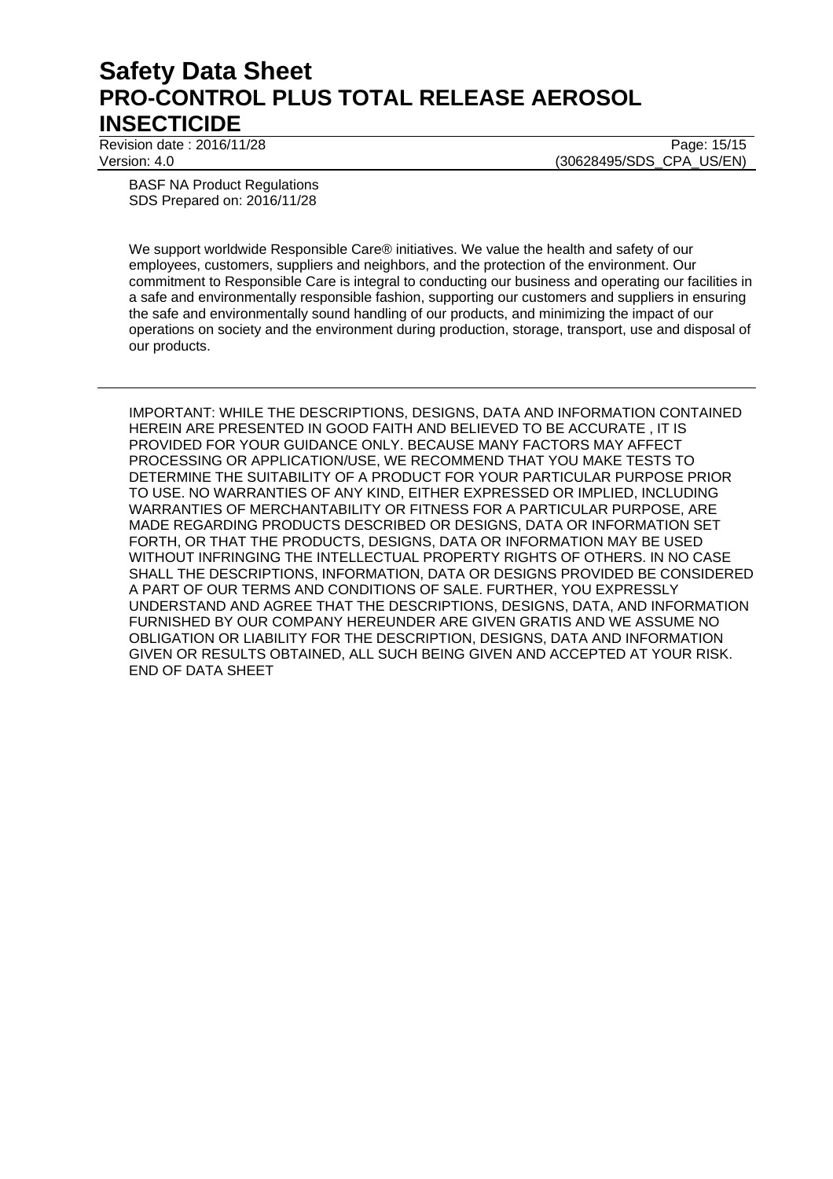BASF NA Product Regulations
SDS Prepared on: 2016/11/28

We support worldwide Responsible Care® initiatives. We value the health and safety of our employees, customers, suppliers and neighbors, and the protection of the environment. Our commitment to Responsible Care is integral to conducting our business and operating our facilities in a safe and environmentally responsible fashion, supporting our customers and suppliers in ensuring the safe and environmentally sound handling of our products, and minimizing the impact of our operations on society and the environment during production, storage, transport, use and disposal of our products.

---

IMPORTANT: WHILE THE DESCRIPTIONS, DESIGNS, DATA AND INFORMATION CONTAINED HEREIN ARE PRESENTED IN GOOD FAITH AND BELIEVED TO BE ACCURATE , IT IS PROVIDED FOR YOUR GUIDANCE ONLY. BECAUSE MANY FACTORS MAY AFFECT PROCESSING OR APPLICATION/USE, WE RECOMMEND THAT YOU MAKE TESTS TO DETERMINE THE SUITABILITY OF A PRODUCT FOR YOUR PARTICULAR PURPOSE PRIOR TO USE. NO WARRANTIES OF ANY KIND, EITHER EXPRESSED OR IMPLIED, INCLUDING WARRANTIES OF MERCHANTABILITY OR FITNESS FOR A PARTICULAR PURPOSE, ARE MADE REGARDING PRODUCTS DESCRIBED OR DESIGNS, DATA OR INFORMATION SET FORTH, OR THAT THE PRODUCTS, DESIGNS, DATA OR INFORMATION MAY BE USED WITHOUT INFRINGING THE INTELLECTUAL PROPERTY RIGHTS OF OTHERS. IN NO CASE SHALL THE DESCRIPTIONS, INFORMATION, DATA OR DESIGNS PROVIDED BE CONSIDERED A PART OF OUR TERMS AND CONDITIONS OF SALE. FURTHER, YOU EXPRESSLY UNDERSTAND AND AGREE THAT THE DESCRIPTIONS, DESIGNS, DATA, AND INFORMATION FURNISHED BY OUR COMPANY HEREUNDER ARE GIVEN GRATIS AND WE ASSUME NO OBLIGATION OR LIABILITY FOR THE DESCRIPTION, DESIGNS, DATA AND INFORMATION GIVEN OR RESULTS OBTAINED, ALL SUCH BEING GIVEN AND ACCEPTED AT YOUR RISK.
END OF DATA SHEET